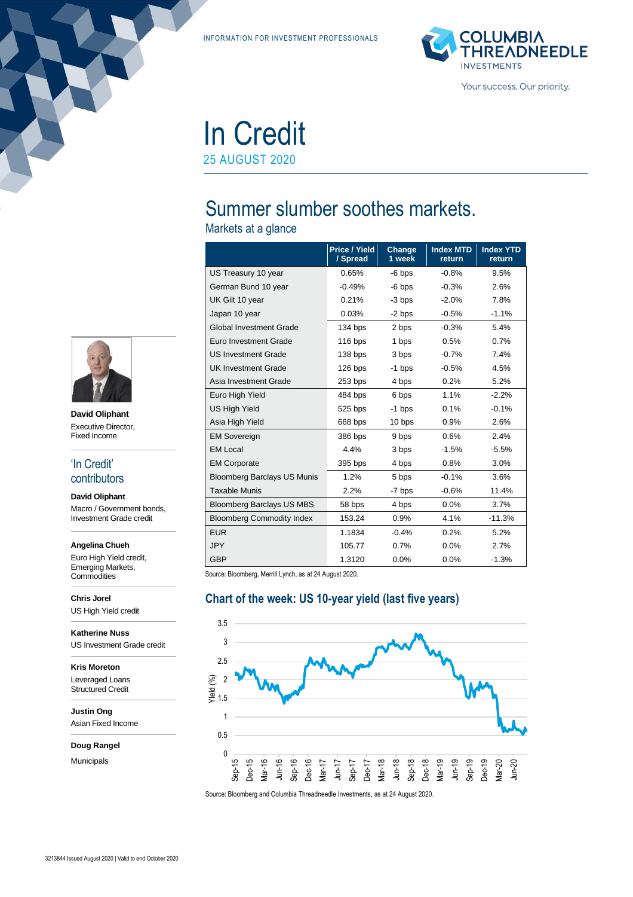INFORMATION FOR INVESTMENT PROFESSIONALS

# In Credit

25 AUGUST 2020

## Summer slumber soothes markets.

### Markets at a glance

| | Price / Yield / Spread | Change 1 week | Index MTD return | Index YTD return |
|---|---|---|---|---|
| US Treasury 10 year | 0.65% | -6 bps | -0.8% | 9.5% |
| German Bund 10 year | -0.49% | -6 bps | -0.3% | 2.6% |
| UK Gilt 10 year | 0.21% | -3 bps | -2.0% | 7.8% |
| Japan 10 year | 0.03% | -2 bps | -0.5% | -1.1% |
| Global Investment Grade | 134 bps | 2 bps | -0.3% | 5.4% |
| Euro Investment Grade | 116 bps | 1 bps | 0.5% | 0.7% |
| US Investment Grade | 138 bps | 3 bps | -0.7% | 7.4% |
| UK Investment Grade | 126 bps | -1 bps | -0.5% | 4.5% |
| Asia Investment Grade | 253 bps | 4 bps | 0.2% | 5.2% |
| Euro High Yield | 484 bps | 6 bps | 1.1% | -2.2% |
| US High Yield | 525 bps | -1 bps | 0.1% | -0.1% |
| Asia High Yield | 668 bps | 10 bps | 0.9% | 2.6% |
| EM Sovereign | 386 bps | 9 bps | 0.6% | 2.4% |
| EM Local | 4.4% | 3 bps | -1.5% | -5.5% |
| EM Corporate | 395 bps | 4 bps | 0.8% | 3.0% |
| Bloomberg Barclays US Munis | 1.2% | 5 bps | -0.1% | 3.6% |
| Taxable Munis | 2.2% | -7 bps | -0.6% | 11.4% |
| Bloomberg Barclays US MBS | 58 bps | 4 bps | 0.0% | 3.7% |
| Bloomberg Commodity Index | 153.24 | 0.9% | 4.1% | -11.3% |
| EUR | 1.1834 | -0.4% | 0.2% | 5.2% |
| JPY | 105.77 | 0.7% | 0.0% | 2.7% |
| GBP | 1.3120 | 0.0% | 0.0% | -1.3% |

Source: Bloomberg, Merrill Lynch, as at 24 August 2020.

### Chart of the week: US 10-year yield (last five years)

Source: Bloomberg and Columbia Threadneedle Investments, as at 24 August 2020.

**David Oliphant**
Executive Director, Fixed Income

## 'In Credit' contributors

**David Oliphant**
Macro / Government bonds, Investment Grade credit

**Angelina Chueh**
Euro High Yield credit, Emerging Markets, Commodities

**Chris Jorel**
US High Yield credit

**Katherine Nuss**
US Investment Grade credit

**Kris Moreton**
Leveraged Loans
Structured Credit

**Justin Ong**
Asian Fixed Income

**Doug Rangel**
Municipals

3213844 Issued August 2020 | Valid to end October 2020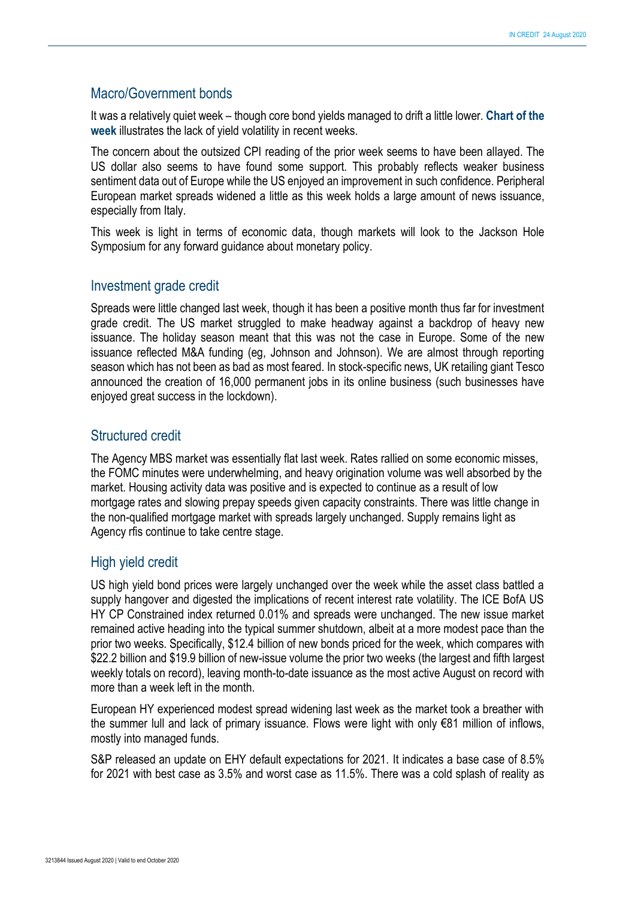## Macro/Government bonds

It was a relatively quiet week – though core bond yields managed to drift a little lower. **Chart of the week** illustrates the lack of yield volatility in recent weeks.

The concern about the outsized CPI reading of the prior week seems to have been allayed. The US dollar also seems to have found some support. This probably reflects weaker business sentiment data out of Europe while the US enjoyed an improvement in such confidence. Peripheral European market spreads widened a little as this week holds a large amount of news issuance, especially from Italy.

This week is light in terms of economic data, though markets will look to the Jackson Hole Symposium for any forward guidance about monetary policy.

## Investment grade credit

Spreads were little changed last week, though it has been a positive month thus far for investment grade credit. The US market struggled to make headway against a backdrop of heavy new issuance. The holiday season meant that this was not the case in Europe. Some of the new issuance reflected M&A funding (eg, Johnson and Johnson). We are almost through reporting season which has not been as bad as most feared. In stock-specific news, UK retailing giant Tesco announced the creation of 16,000 permanent jobs in its online business (such businesses have enjoyed great success in the lockdown).

## Structured credit

The Agency MBS market was essentially flat last week. Rates rallied on some economic misses, the FOMC minutes were underwhelming, and heavy origination volume was well absorbed by the market. Housing activity data was positive and is expected to continue as a result of low mortgage rates and slowing prepay speeds given capacity constraints. There was little change in the non-qualified mortgage market with spreads largely unchanged. Supply remains light as Agency rfis continue to take centre stage.

## High yield credit

US high yield bond prices were largely unchanged over the week while the asset class battled a supply hangover and digested the implications of recent interest rate volatility. The ICE BofA US HY CP Constrained index returned 0.01% and spreads were unchanged. The new issue market remained active heading into the typical summer shutdown, albeit at a more modest pace than the prior two weeks. Specifically, $12.4 billion of new bonds priced for the week, which compares with $22.2 billion and $19.9 billion of new-issue volume the prior two weeks (the largest and fifth largest weekly totals on record), leaving month-to-date issuance as the most active August on record with more than a week left in the month.

European HY experienced modest spread widening last week as the market took a breather with the summer lull and lack of primary issuance. Flows were light with only €81 million of inflows, mostly into managed funds.

S&P released an update on EHY default expectations for 2021. It indicates a base case of 8.5% for 2021 with best case as 3.5% and worst case as 11.5%. There was a cold splash of reality as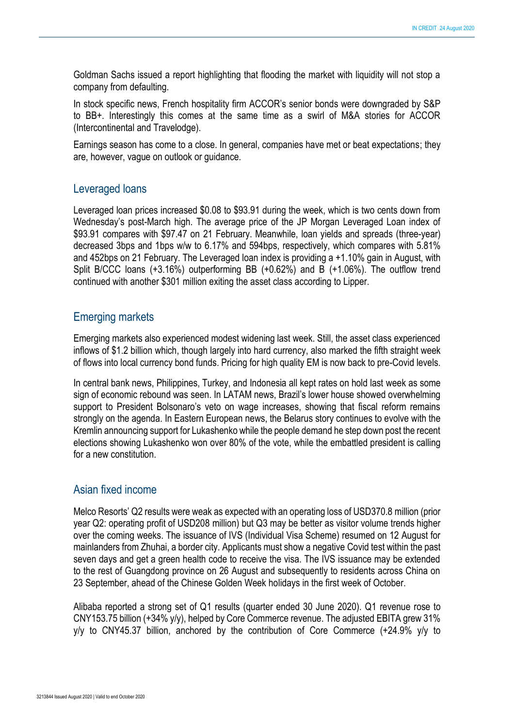Goldman Sachs issued a report highlighting that flooding the market with liquidity will not stop a company from defaulting.

In stock specific news, French hospitality firm ACCOR's senior bonds were downgraded by S&P to BB+. Interestingly this comes at the same time as a swirl of M&A stories for ACCOR (Intercontinental and Travelodge).

Earnings season has come to a close. In general, companies have met or beat expectations; they are, however, vague on outlook or guidance.

## Leveraged loans

Leveraged loan prices increased $0.08 to $93.91 during the week, which is two cents down from Wednesday's post-March high. The average price of the JP Morgan Leveraged Loan index of $93.91 compares with $97.47 on 21 February. Meanwhile, loan yields and spreads (three-year) decreased 3bps and 1bps w/w to 6.17% and 594bps, respectively, which compares with 5.81% and 452bps on 21 February. The Leveraged loan index is providing a +1.10% gain in August, with Split B/CCC loans (+3.16%) outperforming BB (+0.62%) and B (+1.06%). The outflow trend continued with another $301 million exiting the asset class according to Lipper.

## Emerging markets

Emerging markets also experienced modest widening last week. Still, the asset class experienced inflows of $1.2 billion which, though largely into hard currency, also marked the fifth straight week of flows into local currency bond funds. Pricing for high quality EM is now back to pre-Covid levels.

In central bank news, Philippines, Turkey, and Indonesia all kept rates on hold last week as some sign of economic rebound was seen. In LATAM news, Brazil's lower house showed overwhelming support to President Bolsonaro's veto on wage increases, showing that fiscal reform remains strongly on the agenda. In Eastern European news, the Belarus story continues to evolve with the Kremlin announcing support for Lukashenko while the people demand he step down post the recent elections showing Lukashenko won over 80% of the vote, while the embattled president is calling for a new constitution.

## Asian fixed income

Melco Resorts' Q2 results were weak as expected with an operating loss of USD370.8 million (prior year Q2: operating profit of USD208 million) but Q3 may be better as visitor volume trends higher over the coming weeks. The issuance of IVS (Individual Visa Scheme) resumed on 12 August for mainlanders from Zhuhai, a border city. Applicants must show a negative Covid test within the past seven days and get a green health code to receive the visa. The IVS issuance may be extended to the rest of Guangdong province on 26 August and subsequently to residents across China on 23 September, ahead of the Chinese Golden Week holidays in the first week of October.

Alibaba reported a strong set of Q1 results (quarter ended 30 June 2020). Q1 revenue rose to CNY153.75 billion (+34% y/y), helped by Core Commerce revenue. The adjusted EBITA grew 31% y/y to CNY45.37 billion, anchored by the contribution of Core Commerce (+24.9% y/y to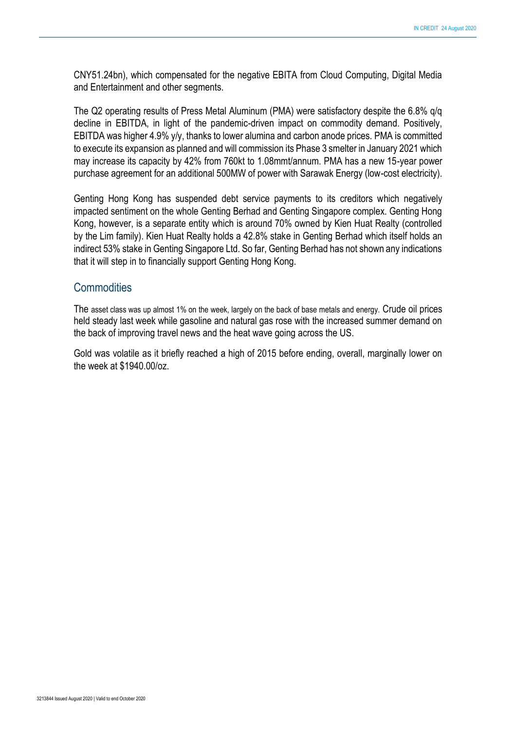CNY51.24bn), which compensated for the negative EBITA from Cloud Computing, Digital Media and Entertainment and other segments.

The Q2 operating results of Press Metal Aluminum (PMA) were satisfactory despite the 6.8% q/q decline in EBITDA, in light of the pandemic-driven impact on commodity demand. Positively, EBITDA was higher 4.9% y/y, thanks to lower alumina and carbon anode prices. PMA is committed to execute its expansion as planned and will commission its Phase 3 smelter in January 2021 which may increase its capacity by 42% from 760kt to 1.08mmt/annum. PMA has a new 15-year power purchase agreement for an additional 500MW of power with Sarawak Energy (low-cost electricity).

Genting Hong Kong has suspended debt service payments to its creditors which negatively impacted sentiment on the whole Genting Berhad and Genting Singapore complex. Genting Hong Kong, however, is a separate entity which is around 70% owned by Kien Huat Realty (controlled by the Lim family). Kien Huat Realty holds a 42.8% stake in Genting Berhad which itself holds an indirect 53% stake in Genting Singapore Ltd. So far, Genting Berhad has not shown any indications that it will step in to financially support Genting Hong Kong.

## Commodities

The asset class was up almost 1% on the week, largely on the back of base metals and energy. Crude oil prices held steady last week while gasoline and natural gas rose with the increased summer demand on the back of improving travel news and the heat wave going across the US.

Gold was volatile as it briefly reached a high of 2015 before ending, overall, marginally lower on the week at $1940.00/oz.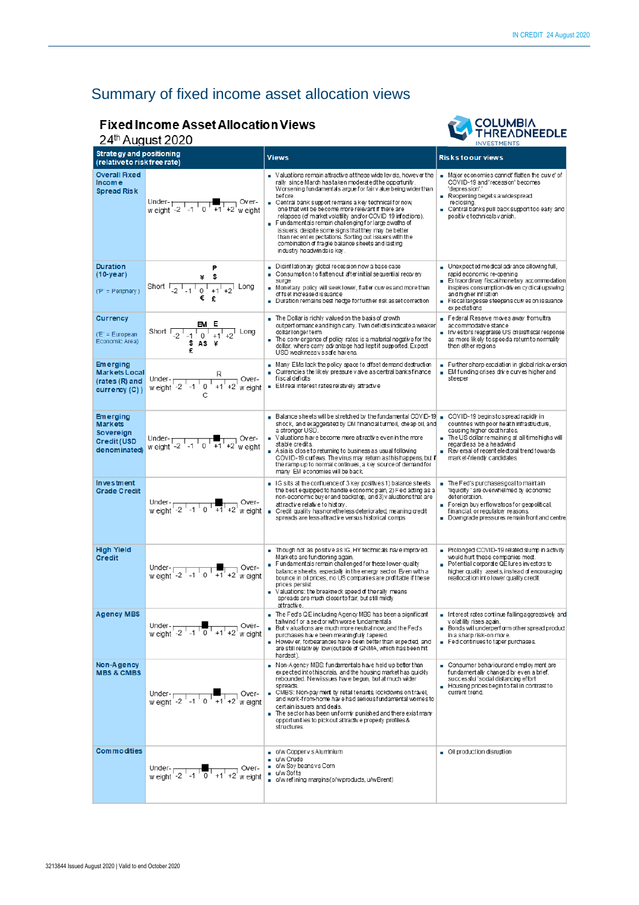# Summary of fixed income asset allocation views

## Fixed Income Asset Allocation Views

24th August 2020

COLUMBIA THREADNEEDLE INVESTMENTS

| Strategy and positioning (relative to risk free rate) | | Views | Risks to our views |
|---|---|---|---|
| **Overall Fixed Income Spread Risk** | Under-weight -2 -1 0 ■+1 +2 Over-weight | ▪ Valuations remain attractive at these wide levels, however the rally since March has taken moderated the opportunity. Worsening fundamentals argue for fair value being wider than before.<br>▪ Central bank support remains a key technical for now, one that will become more relevant if there are relapses (of market volatility and/or COVID 19 infections).<br>▪ Fundamentals remain challenging for large swaths of issuers, despite some signs that they may be better than recent expectations. Sorting out issuers with the combination of fragile balance sheets and lasting industry headwinds is key. | ▪ Major economies cannot 'flatten the curve' of COVID-19 and 'recession' becomes 'depression'.<br>▪ Reopening begets a widespread reclosing.<br>▪ Central banks pull back support too early and positive technicals vanish. |
| **Duration (10-year)**<br>('P' = Periphery) | Short -2 -1 0 +1 +2 Long (P, ¥, $ at +1; €, £ at 0/+1) | ▪ Disinflationary global recession now a base case<br>▪ Consumption to flatten out after initial sequential recovery surge<br>▪ Monetary policy will seek lower, flatter curves and more than offset increased issuance<br>▪ Duration remains best hedge for further risk asset correction | ▪ Unexpected medical advance allowing full, rapid economic re-opening<br>▪ Extraordinary fiscal/monetary accommodation inspires consumption-driven cyclical upswing and higher inflation<br>▪ Fiscal largesse steepens curves on issuance expectations |
| **Currency**<br>('E' = European Economic Area) | Short -2 -1 0 +1 +2 Long (EM, E at 0; $, A$ at -1/0; ¥ at 0/+1; £ at -1) | ▪ The Dollar is richly valued on the basis of growth outperformance and high carry. Twin deficits indicate a weaker dollar longer term<br>▪ The convergence of policy rates is a material negative for the dollar, where carry advantage had kept it supported. Expect USD weakness vs safe havens. | ▪ Federal Reserve moves away from ultra accommodative stance<br>▪ Investors reappraise US crisis/fiscal response as more likely to speed a return to normality than other regions |
| **Emerging Markets Local (rates (R) and currency (C))** | Under-weight -2 -1 0 +1 +2 Over-weight (R at +1; C at 0) | ▪ Many EMs lack the policy space to offset demand destruction<br>▪ Currencies the likely pressure valve as central banks finance fiscal deficits<br>▪ EM real interest rates relatively attractive | ▪ Further sharp escalation in global risk aversion<br>▪ EM funding crises drive curves higher and steeper |
| **Emerging Markets Sovereign Credit (USD denominated)** | Under-weight -2 -1 0 ■+1 +2 Over-weight | ▪ Balance sheets will be stretched by the fundamental COVID-19 shock, and exaggerated by DM financial turmoil, cheap oil, and a stronger USD.<br>▪ Valuations have become more attractive even in the more stable credits.<br>▪ Asia is close to returning to business as usual following COVID-19 curfews. The virus may return as this happens, but if the ramp up to normal continues, a key source of demand for many EM economies will be back. | ▪ COVID-19 begins to spread rapidly in countries with poor health infrastructure, causing higher death rates.<br>▪ The US dollar remaining at all-time highs will regardless be a headwind<br>▪ Reversal of recent electoral trend towards market-friendly candidates. |
| **Investment Grade Credit** | Under-weight -2 -1 0 ■+1 +2 Over-weight | ▪ IG sits at the confluence of 3 key positives 1) balance sheets the best equipped to handle economic pain, 2) Fed acting as a non-economic buyer and backstop, and 3) valuations that are attractive relative to history.<br>▪ Credit quality has nonetheless deteriorated, meaning credit spreads are less attractive versus historical comps. | ▪ The Fed's purchases goal to maintain 'liquidity' are overwhelmed by economic deterioration.<br>▪ Foreign buyer flows stops for geopolitical, financial, or regulatory reasons.<br>▪ Downgrade pressures remain front and centre |
| **High Yield Credit** | Under-weight -2 -1 0 ■+1 +2 Over-weight | ▪ Though not as positive as IG, HY technicals have improved. Markets are functioning again.<br>▪ Fundamentals remain challenged for these lower-quality balance sheets, especially in the energy sector. Even with a bounce in oil prices, no US companies are profitable if these prices persist.<br>▪ Valuations: the breakneck speed of the rally means spreads are much closer to fair, but still mildly attractive. | ▪ Prolonged COVID-19 related slump in activity would hurt these companies most.<br>▪ Potential corporate QE lures investors to higher quality assets, instead of encouraging reallocation into lower quality credit. |
| **Agency MBS** | Under-weight -2 -1 ■0 +1 +2 Over-weight | ▪ The Fed's QE including Agency MBS has been a significant tailwind for a sector with worse fundamentals<br>▪ But valuations are much more neutral now, and the Fed's purchases have been meaningfully tapered.<br>▪ However, forbearances have been better than expected, and are still relatively low (outside of GNMA, which has been hit hardest). | ▪ Interest rates continue falling aggressively and volatility rises again.<br>▪ Bonds will underperform other spread product in a sharp risk-on move.<br>▪ Fed continues to taper purchases. |
| **Non-Agency MBS & CMBS** | Under-weight -2 -1 0 ■+1 +2 Over-weight | ▪ Non-Agency MBS: fundamentals have held up better than expected into this crisis, and the housing market has quickly rebounded. New issues have begun, but at much wider spreads.<br>▪ CMBS: Non-payment by retail tenants, lockdowns on travel, and work-from-home have had serious fundamental worries to certain issuers and deals.<br>▪ The sector has been uniformly punished and there exist many opportunities to pick out attractive property profiles & structures. | ▪ Consumer behaviour and employment are fundamentally changed by even a brief, successful 'social distancing effort.<br>▪ Housing prices begin to fall in contrast to current trend. |
| **Commodities** | Under-weight -2 -1 ■0 +1 +2 Over-weight | ▪ o/w Copper vs Aluminium<br>▪ u/w Crude<br>▪ o/w Soy beans vs Corn<br>▪ u/w Softs<br>▪ o/w refining margins(o/w products, u/w Brent) | ▪ Oil production disruption |

3213844 Issued August 2020 | Valid to end October 2020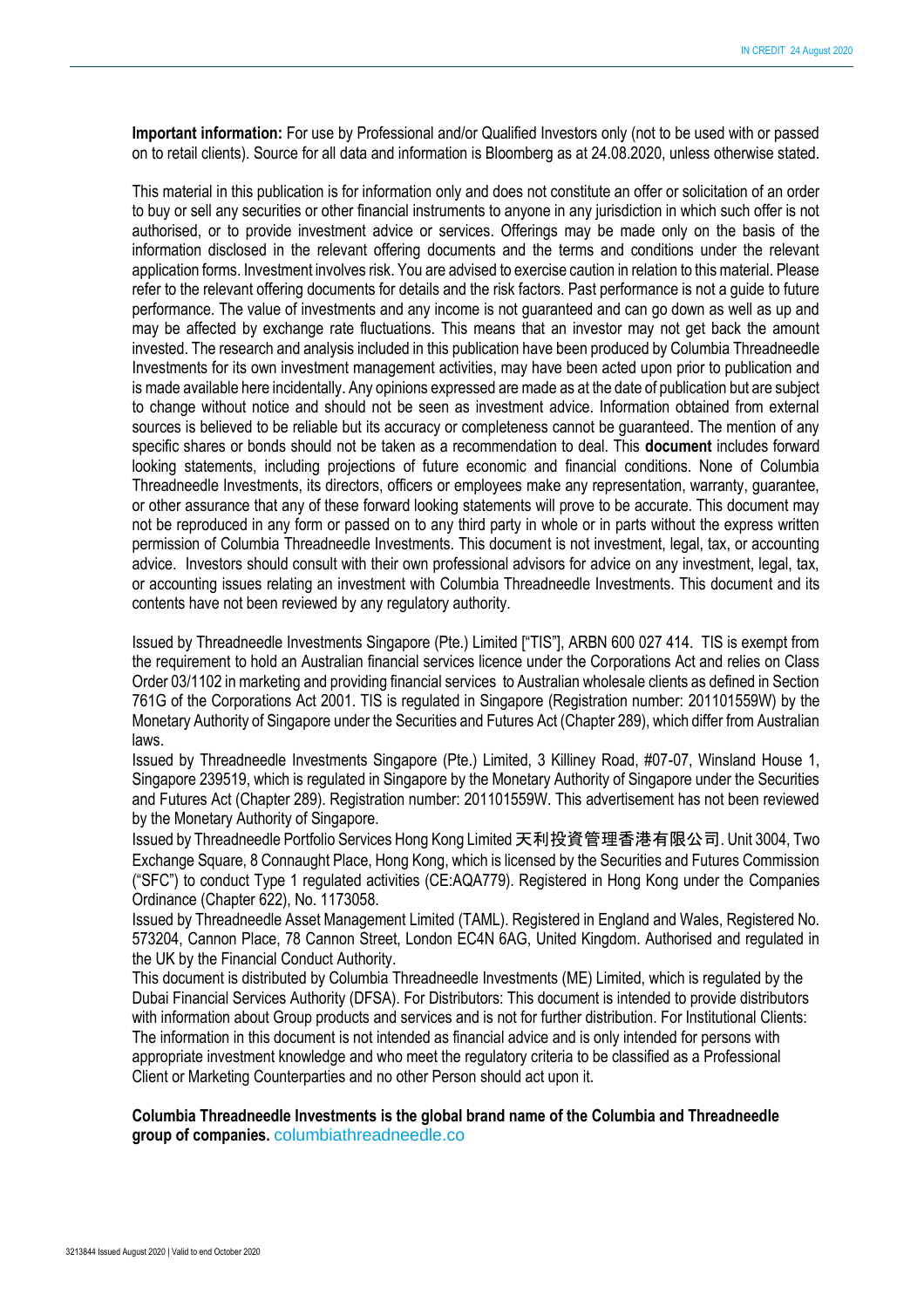**Important information:** For use by Professional and/or Qualified Investors only (not to be used with or passed on to retail clients). Source for all data and information is Bloomberg as at 24.08.2020, unless otherwise stated.

This material in this publication is for information only and does not constitute an offer or solicitation of an order to buy or sell any securities or other financial instruments to anyone in any jurisdiction in which such offer is not authorised, or to provide investment advice or services. Offerings may be made only on the basis of the information disclosed in the relevant offering documents and the terms and conditions under the relevant application forms. Investment involves risk. You are advised to exercise caution in relation to this material. Please refer to the relevant offering documents for details and the risk factors. Past performance is not a guide to future performance. The value of investments and any income is not guaranteed and can go down as well as up and may be affected by exchange rate fluctuations. This means that an investor may not get back the amount invested. The research and analysis included in this publication have been produced by Columbia Threadneedle Investments for its own investment management activities, may have been acted upon prior to publication and is made available here incidentally. Any opinions expressed are made as at the date of publication but are subject to change without notice and should not be seen as investment advice. Information obtained from external sources is believed to be reliable but its accuracy or completeness cannot be guaranteed. The mention of any specific shares or bonds should not be taken as a recommendation to deal. This **document** includes forward looking statements, including projections of future economic and financial conditions. None of Columbia Threadneedle Investments, its directors, officers or employees make any representation, warranty, guarantee, or other assurance that any of these forward looking statements will prove to be accurate. This document may not be reproduced in any form or passed on to any third party in whole or in parts without the express written permission of Columbia Threadneedle Investments. This document is not investment, legal, tax, or accounting advice. Investors should consult with their own professional advisors for advice on any investment, legal, tax, or accounting issues relating an investment with Columbia Threadneedle Investments. This document and its contents have not been reviewed by any regulatory authority.

Issued by Threadneedle Investments Singapore (Pte.) Limited ["TIS"], ARBN 600 027 414. TIS is exempt from the requirement to hold an Australian financial services licence under the Corporations Act and relies on Class Order 03/1102 in marketing and providing financial services to Australian wholesale clients as defined in Section 761G of the Corporations Act 2001. TIS is regulated in Singapore (Registration number: 201101559W) by the Monetary Authority of Singapore under the Securities and Futures Act (Chapter 289), which differ from Australian laws.

Issued by Threadneedle Investments Singapore (Pte.) Limited, 3 Killiney Road, #07-07, Winsland House 1, Singapore 239519, which is regulated in Singapore by the Monetary Authority of Singapore under the Securities and Futures Act (Chapter 289). Registration number: 201101559W. This advertisement has not been reviewed by the Monetary Authority of Singapore.

Issued by Threadneedle Portfolio Services Hong Kong Limited 天利投資管理香港有限公司. Unit 3004, Two Exchange Square, 8 Connaught Place, Hong Kong, which is licensed by the Securities and Futures Commission ("SFC") to conduct Type 1 regulated activities (CE:AQA779). Registered in Hong Kong under the Companies Ordinance (Chapter 622), No. 1173058.

Issued by Threadneedle Asset Management Limited (TAML). Registered in England and Wales, Registered No. 573204, Cannon Place, 78 Cannon Street, London EC4N 6AG, United Kingdom. Authorised and regulated in the UK by the Financial Conduct Authority.

This document is distributed by Columbia Threadneedle Investments (ME) Limited, which is regulated by the Dubai Financial Services Authority (DFSA). For Distributors: This document is intended to provide distributors with information about Group products and services and is not for further distribution. For Institutional Clients: The information in this document is not intended as financial advice and is only intended for persons with appropriate investment knowledge and who meet the regulatory criteria to be classified as a Professional Client or Marketing Counterparties and no other Person should act upon it.

**Columbia Threadneedle Investments is the global brand name of the Columbia and Threadneedle group of companies.** columbiathreadneedle.co

3213844 Issued August 2020 | Valid to end October 2020